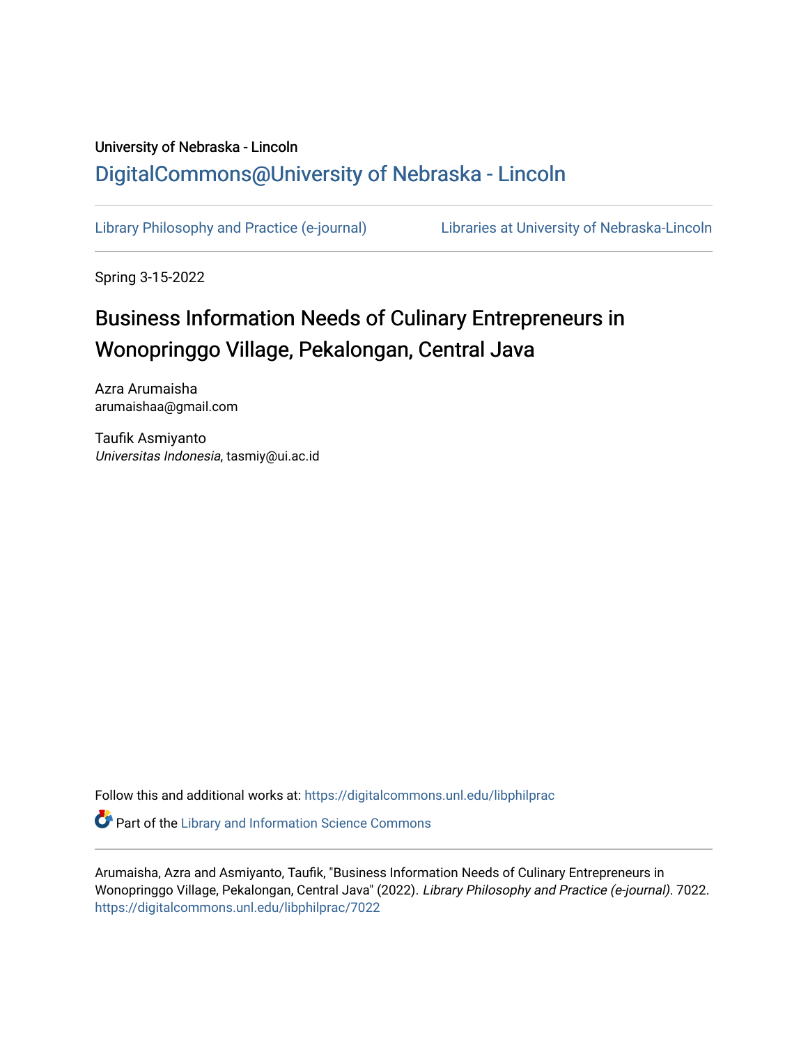University of Nebraska - Lincoln

DigitalCommons@University of Nebraska - Lincoln

Library Philosophy and Practice (e-journal) | Libraries at University of Nebraska-Lincoln

Spring 3-15-2022

# Business Information Needs of Culinary Entrepreneurs in Wonopringgo Village, Pekalongan, Central Java

Azra Arumaisha
arumaishaa@gmail.com

Taufik Asmiyanto
*Universitas Indonesia*, tasmiy@ui.ac.id

Follow this and additional works at: https://digitalcommons.unl.edu/libphilprac

Part of the Library and Information Science Commons

Arumaisha, Azra and Asmiyanto, Taufik, "Business Information Needs of Culinary Entrepreneurs in Wonopringgo Village, Pekalongan, Central Java" (2022). *Library Philosophy and Practice (e-journal)*. 7022.
https://digitalcommons.unl.edu/libphilprac/7022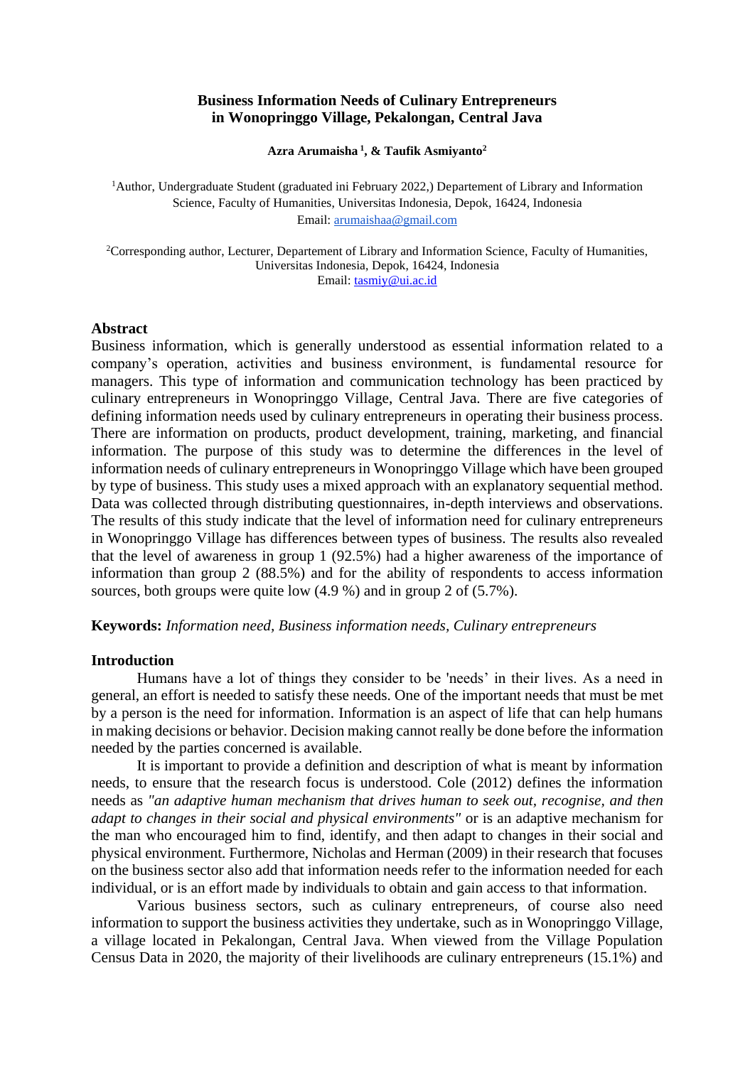**Business Information Needs of Culinary Entrepreneurs in Wonopringgo Village, Pekalongan, Central Java**

**Azra Arumaisha [1], & Taufik Asmiyanto[2]**

[1]Author, Undergraduate Student (graduated ini February 2022,) Departement of Library and Information Science, Faculty of Humanities, Universitas Indonesia, Depok, 16424, Indonesia
Email: arumaishaa@gmail.com

[2]Corresponding author, Lecturer, Departement of Library and Information Science, Faculty of Humanities, Universitas Indonesia, Depok, 16424, Indonesia
Email: tasmiy@ui.ac.id

## Abstract

Business information, which is generally understood as essential information related to a company's operation, activities and business environment, is fundamental resource for managers. This type of information and communication technology has been practiced by culinary entrepreneurs in Wonopringgo Village, Central Java. There are five categories of defining information needs used by culinary entrepreneurs in operating their business process. There are information on products, product development, training, marketing, and financial information. The purpose of this study was to determine the differences in the level of information needs of culinary entrepreneurs in Wonopringgo Village which have been grouped by type of business. This study uses a mixed approach with an explanatory sequential method. Data was collected through distributing questionnaires, in-depth interviews and observations. The results of this study indicate that the level of information need for culinary entrepreneurs in Wonopringgo Village has differences between types of business. The results also revealed that the level of awareness in group 1 (92.5%) had a higher awareness of the importance of information than group 2 (88.5%) and for the ability of respondents to access information sources, both groups were quite low (4.9 %) and in group 2 of (5.7%).

**Keywords:** *Information need, Business information needs, Culinary entrepreneurs*

## Introduction

Humans have a lot of things they consider to be 'needs' in their lives. As a need in general, an effort is needed to satisfy these needs. One of the important needs that must be met by a person is the need for information. Information is an aspect of life that can help humans in making decisions or behavior. Decision making cannot really be done before the information needed by the parties concerned is available.

It is important to provide a definition and description of what is meant by information needs, to ensure that the research focus is understood. Cole (2012) defines the information needs as *"an adaptive human mechanism that drives human to seek out, recognise, and then adapt to changes in their social and physical environments"* or is an adaptive mechanism for the man who encouraged him to find, identify, and then adapt to changes in their social and physical environment. Furthermore, Nicholas and Herman (2009) in their research that focuses on the business sector also add that information needs refer to the information needed for each individual, or is an effort made by individuals to obtain and gain access to that information.

Various business sectors, such as culinary entrepreneurs, of course also need information to support the business activities they undertake, such as in Wonopringgo Village, a village located in Pekalongan, Central Java. When viewed from the Village Population Census Data in 2020, the majority of their livelihoods are culinary entrepreneurs (15.1%) and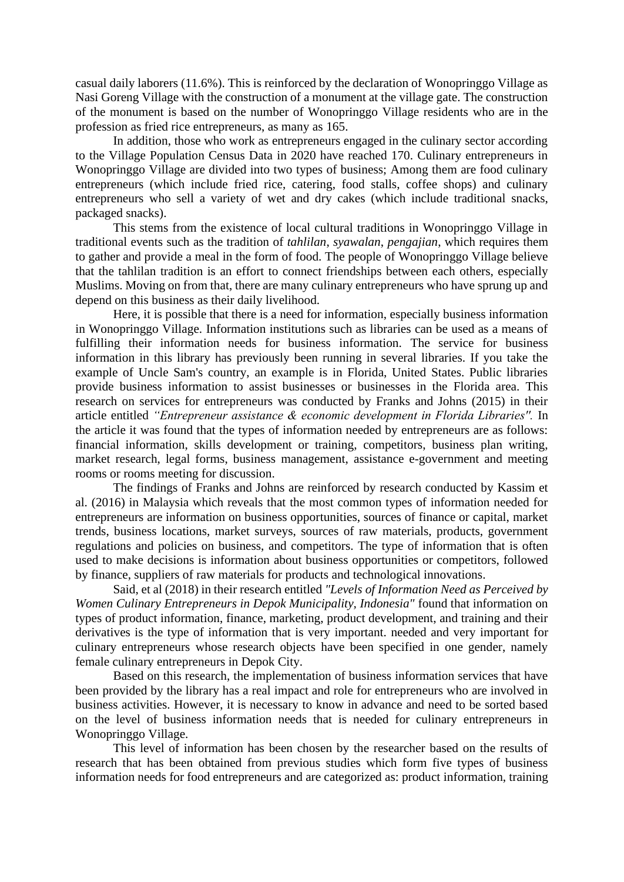casual daily laborers (11.6%). This is reinforced by the declaration of Wonopringgo Village as Nasi Goreng Village with the construction of a monument at the village gate. The construction of the monument is based on the number of Wonopringgo Village residents who are in the profession as fried rice entrepreneurs, as many as 165.

In addition, those who work as entrepreneurs engaged in the culinary sector according to the Village Population Census Data in 2020 have reached 170. Culinary entrepreneurs in Wonopringgo Village are divided into two types of business; Among them are food culinary entrepreneurs (which include fried rice, catering, food stalls, coffee shops) and culinary entrepreneurs who sell a variety of wet and dry cakes (which include traditional snacks, packaged snacks).

This stems from the existence of local cultural traditions in Wonopringgo Village in traditional events such as the tradition of *tahlilan*, *syawalan*, *pengajian*, which requires them to gather and provide a meal in the form of food. The people of Wonopringgo Village believe that the tahlilan tradition is an effort to connect friendships between each others, especially Muslims. Moving on from that, there are many culinary entrepreneurs who have sprung up and depend on this business as their daily livelihood.

Here, it is possible that there is a need for information, especially business information in Wonopringgo Village. Information institutions such as libraries can be used as a means of fulfilling their information needs for business information. The service for business information in this library has previously been running in several libraries. If you take the example of Uncle Sam's country, an example is in Florida, United States. Public libraries provide business information to assist businesses or businesses in the Florida area. This research on services for entrepreneurs was conducted by Franks and Johns (2015) in their article entitled *"Entrepreneur assistance & economic development in Florida Libraries".* In the article it was found that the types of information needed by entrepreneurs are as follows: financial information, skills development or training, competitors, business plan writing, market research, legal forms, business management, assistance e-government and meeting rooms or rooms meeting for discussion.

The findings of Franks and Johns are reinforced by research conducted by Kassim et al. (2016) in Malaysia which reveals that the most common types of information needed for entrepreneurs are information on business opportunities, sources of finance or capital, market trends, business locations, market surveys, sources of raw materials, products, government regulations and policies on business, and competitors. The type of information that is often used to make decisions is information about business opportunities or competitors, followed by finance, suppliers of raw materials for products and technological innovations.

Said, et al (2018) in their research entitled *"Levels of Information Need as Perceived by Women Culinary Entrepreneurs in Depok Municipality, Indonesia"* found that information on types of product information, finance, marketing, product development, and training and their derivatives is the type of information that is very important. needed and very important for culinary entrepreneurs whose research objects have been specified in one gender, namely female culinary entrepreneurs in Depok City.

Based on this research, the implementation of business information services that have been provided by the library has a real impact and role for entrepreneurs who are involved in business activities. However, it is necessary to know in advance and need to be sorted based on the level of business information needs that is needed for culinary entrepreneurs in Wonopringgo Village.

This level of information has been chosen by the researcher based on the results of research that has been obtained from previous studies which form five types of business information needs for food entrepreneurs and are categorized as: product information, training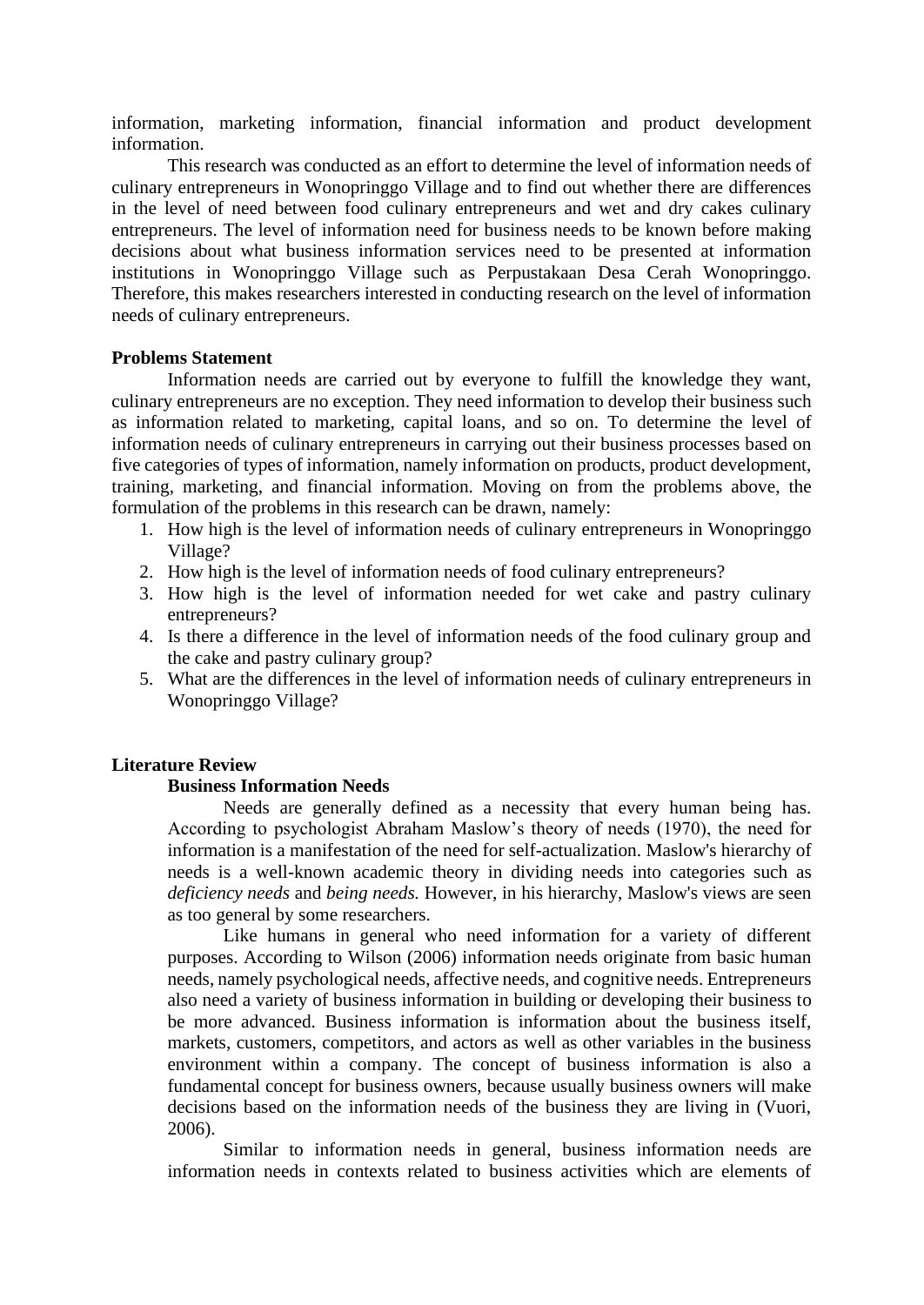information, marketing information, financial information and product development information.

This research was conducted as an effort to determine the level of information needs of culinary entrepreneurs in Wonopringgo Village and to find out whether there are differences in the level of need between food culinary entrepreneurs and wet and dry cakes culinary entrepreneurs. The level of information need for business needs to be known before making decisions about what business information services need to be presented at information institutions in Wonopringgo Village such as Perpustakaan Desa Cerah Wonopringgo. Therefore, this makes researchers interested in conducting research on the level of information needs of culinary entrepreneurs.

**Problems Statement**

Information needs are carried out by everyone to fulfill the knowledge they want, culinary entrepreneurs are no exception. They need information to develop their business such as information related to marketing, capital loans, and so on. To determine the level of information needs of culinary entrepreneurs in carrying out their business processes based on five categories of types of information, namely information on products, product development, training, marketing, and financial information. Moving on from the problems above, the formulation of the problems in this research can be drawn, namely:

1. How high is the level of information needs of culinary entrepreneurs in Wonopringgo Village?
2. How high is the level of information needs of food culinary entrepreneurs?
3. How high is the level of information needed for wet cake and pastry culinary entrepreneurs?
4. Is there a difference in the level of information needs of the food culinary group and the cake and pastry culinary group?
5. What are the differences in the level of information needs of culinary entrepreneurs in Wonopringgo Village?

**Literature Review**

**Business Information Needs**

Needs are generally defined as a necessity that every human being has. According to psychologist Abraham Maslow's theory of needs (1970), the need for information is a manifestation of the need for self-actualization. Maslow's hierarchy of needs is a well-known academic theory in dividing needs into categories such as *deficiency needs* and *being needs.* However, in his hierarchy, Maslow's views are seen as too general by some researchers.

Like humans in general who need information for a variety of different purposes. According to Wilson (2006) information needs originate from basic human needs, namely psychological needs, affective needs, and cognitive needs. Entrepreneurs also need a variety of business information in building or developing their business to be more advanced. Business information is information about the business itself, markets, customers, competitors, and actors as well as other variables in the business environment within a company. The concept of business information is also a fundamental concept for business owners, because usually business owners will make decisions based on the information needs of the business they are living in (Vuori, 2006).

Similar to information needs in general, business information needs are information needs in contexts related to business activities which are elements of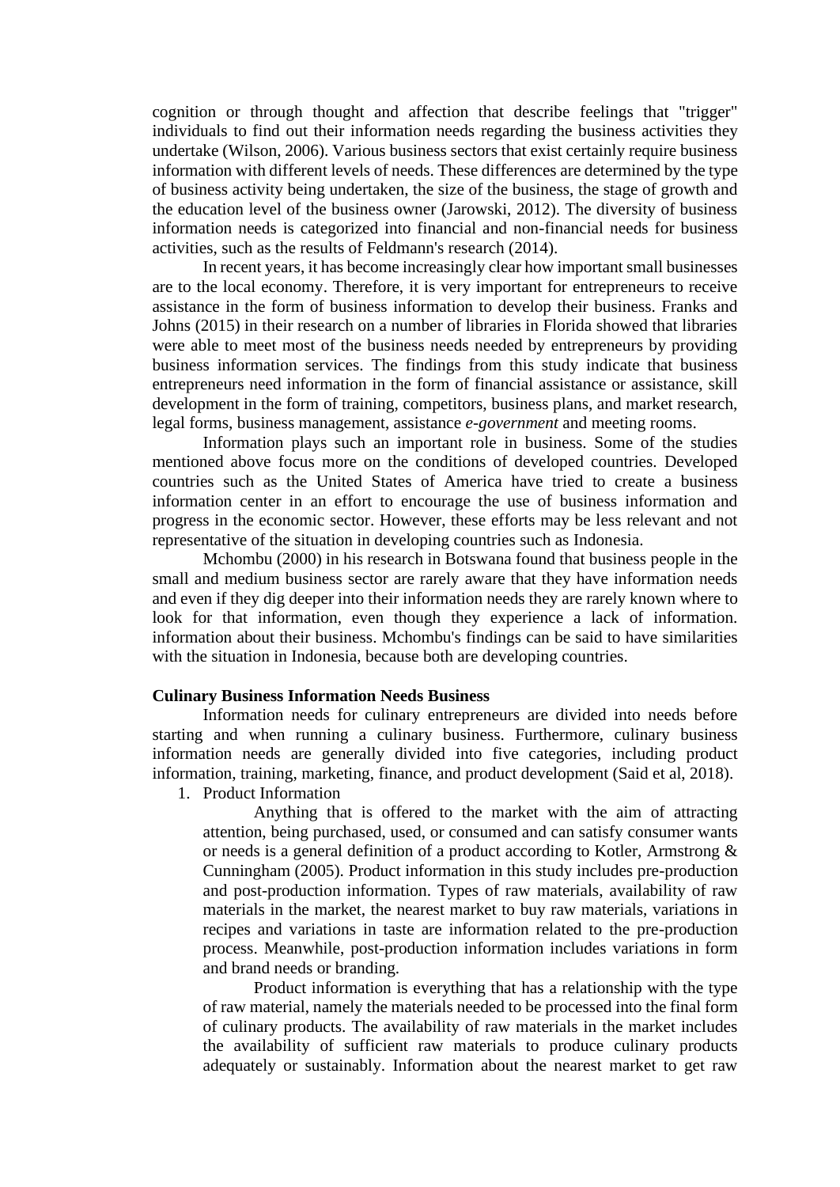cognition or through thought and affection that describe feelings that "trigger" individuals to find out their information needs regarding the business activities they undertake (Wilson, 2006). Various business sectors that exist certainly require business information with different levels of needs. These differences are determined by the type of business activity being undertaken, the size of the business, the stage of growth and the education level of the business owner (Jarowski, 2012). The diversity of business information needs is categorized into financial and non-financial needs for business activities, such as the results of Feldmann's research (2014).

In recent years, it has become increasingly clear how important small businesses are to the local economy. Therefore, it is very important for entrepreneurs to receive assistance in the form of business information to develop their business. Franks and Johns (2015) in their research on a number of libraries in Florida showed that libraries were able to meet most of the business needs needed by entrepreneurs by providing business information services. The findings from this study indicate that business entrepreneurs need information in the form of financial assistance or assistance, skill development in the form of training, competitors, business plans, and market research, legal forms, business management, assistance *e-government* and meeting rooms.

Information plays such an important role in business. Some of the studies mentioned above focus more on the conditions of developed countries. Developed countries such as the United States of America have tried to create a business information center in an effort to encourage the use of business information and progress in the economic sector. However, these efforts may be less relevant and not representative of the situation in developing countries such as Indonesia.

Mchombu (2000) in his research in Botswana found that business people in the small and medium business sector are rarely aware that they have information needs and even if they dig deeper into their information needs they are rarely known where to look for that information, even though they experience a lack of information. information about their business. Mchombu's findings can be said to have similarities with the situation in Indonesia, because both are developing countries.

**Culinary Business Information Needs Business**

Information needs for culinary entrepreneurs are divided into needs before starting and when running a culinary business. Furthermore, culinary business information needs are generally divided into five categories, including product information, training, marketing, finance, and product development (Said et al, 2018).

1. Product Information

   Anything that is offered to the market with the aim of attracting attention, being purchased, used, or consumed and can satisfy consumer wants or needs is a general definition of a product according to Kotler, Armstrong & Cunningham (2005). Product information in this study includes pre-production and post-production information. Types of raw materials, availability of raw materials in the market, the nearest market to buy raw materials, variations in recipes and variations in taste are information related to the pre-production process. Meanwhile, post-production information includes variations in form and brand needs or branding.

   Product information is everything that has a relationship with the type of raw material, namely the materials needed to be processed into the final form of culinary products. The availability of raw materials in the market includes the availability of sufficient raw materials to produce culinary products adequately or sustainably. Information about the nearest market to get raw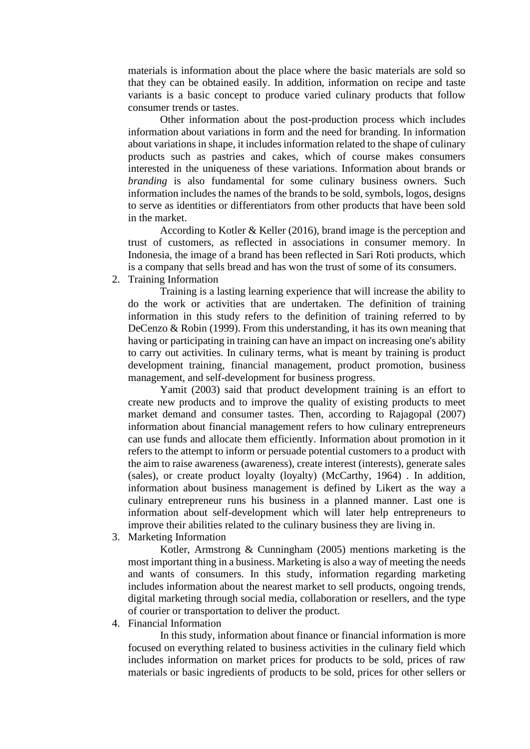materials is information about the place where the basic materials are sold so that they can be obtained easily. In addition, information on recipe and taste variants is a basic concept to produce varied culinary products that follow consumer trends or tastes.

Other information about the post-production process which includes information about variations in form and the need for branding. In information about variations in shape, it includes information related to the shape of culinary products such as pastries and cakes, which of course makes consumers interested in the uniqueness of these variations. Information about brands or *branding* is also fundamental for some culinary business owners. Such information includes the names of the brands to be sold, symbols, logos, designs to serve as identities or differentiators from other products that have been sold in the market.

According to Kotler & Keller (2016), brand image is the perception and trust of customers, as reflected in associations in consumer memory. In Indonesia, the image of a brand has been reflected in Sari Roti products, which is a company that sells bread and has won the trust of some of its consumers.

2. Training Information

   Training is a lasting learning experience that will increase the ability to do the work or activities that are undertaken. The definition of training information in this study refers to the definition of training referred to by DeCenzo & Robin (1999). From this understanding, it has its own meaning that having or participating in training can have an impact on increasing one's ability to carry out activities. In culinary terms, what is meant by training is product development training, financial management, product promotion, business management, and self-development for business progress.

   Yamit (2003) said that product development training is an effort to create new products and to improve the quality of existing products to meet market demand and consumer tastes. Then, according to Rajagopal (2007) information about financial management refers to how culinary entrepreneurs can use funds and allocate them efficiently. Information about promotion in it refers to the attempt to inform or persuade potential customers to a product with the aim to raise awareness (awareness), create interest (interests), generate sales (sales), or create product loyalty (loyalty) (McCarthy, 1964) . In addition, information about business management is defined by Likert as the way a culinary entrepreneur runs his business in a planned manner. Last one is information about self-development which will later help entrepreneurs to improve their abilities related to the culinary business they are living in.

3. Marketing Information

   Kotler, Armstrong & Cunningham (2005) mentions marketing is the most important thing in a business. Marketing is also a way of meeting the needs and wants of consumers. In this study, information regarding marketing includes information about the nearest market to sell products, ongoing trends, digital marketing through social media, collaboration or resellers, and the type of courier or transportation to deliver the product.

4. Financial Information

   In this study, information about finance or financial information is more focused on everything related to business activities in the culinary field which includes information on market prices for products to be sold, prices of raw materials or basic ingredients of products to be sold, prices for other sellers or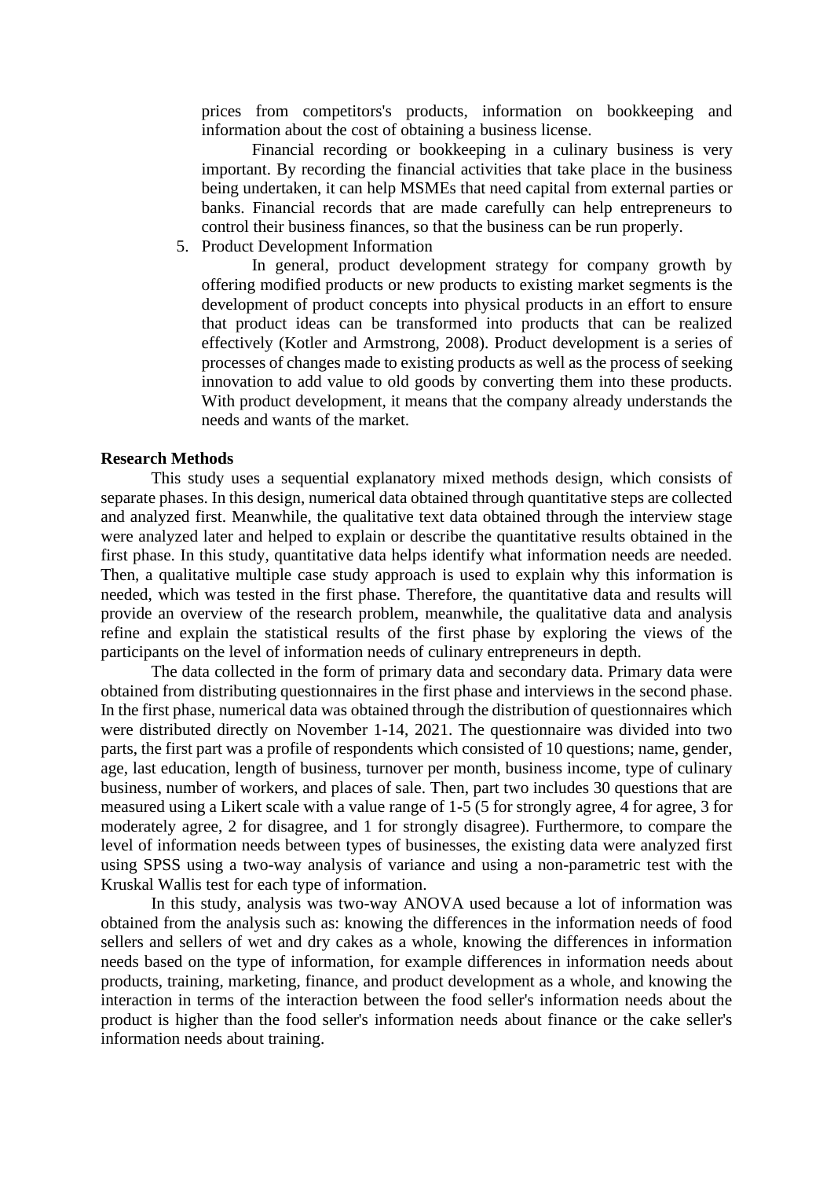prices from competitors's products, information on bookkeeping and information about the cost of obtaining a business license.

Financial recording or bookkeeping in a culinary business is very important. By recording the financial activities that take place in the business being undertaken, it can help MSMEs that need capital from external parties or banks. Financial records that are made carefully can help entrepreneurs to control their business finances, so that the business can be run properly.

5. Product Development Information

   In general, product development strategy for company growth by offering modified products or new products to existing market segments is the development of product concepts into physical products in an effort to ensure that product ideas can be transformed into products that can be realized effectively (Kotler and Armstrong, 2008). Product development is a series of processes of changes made to existing products as well as the process of seeking innovation to add value to old goods by converting them into these products. With product development, it means that the company already understands the needs and wants of the market.

**Research Methods**

This study uses a sequential explanatory mixed methods design, which consists of separate phases. In this design, numerical data obtained through quantitative steps are collected and analyzed first. Meanwhile, the qualitative text data obtained through the interview stage were analyzed later and helped to explain or describe the quantitative results obtained in the first phase. In this study, quantitative data helps identify what information needs are needed. Then, a qualitative multiple case study approach is used to explain why this information is needed, which was tested in the first phase. Therefore, the quantitative data and results will provide an overview of the research problem, meanwhile, the qualitative data and analysis refine and explain the statistical results of the first phase by exploring the views of the participants on the level of information needs of culinary entrepreneurs in depth.

The data collected in the form of primary data and secondary data. Primary data were obtained from distributing questionnaires in the first phase and interviews in the second phase. In the first phase, numerical data was obtained through the distribution of questionnaires which were distributed directly on November 1-14, 2021. The questionnaire was divided into two parts, the first part was a profile of respondents which consisted of 10 questions; name, gender, age, last education, length of business, turnover per month, business income, type of culinary business, number of workers, and places of sale. Then, part two includes 30 questions that are measured using a Likert scale with a value range of 1-5 (5 for strongly agree, 4 for agree, 3 for moderately agree, 2 for disagree, and 1 for strongly disagree). Furthermore, to compare the level of information needs between types of businesses, the existing data were analyzed first using SPSS using a two-way analysis of variance and using a non-parametric test with the Kruskal Wallis test for each type of information.

In this study, analysis was two-way ANOVA used because a lot of information was obtained from the analysis such as: knowing the differences in the information needs of food sellers and sellers of wet and dry cakes as a whole, knowing the differences in information needs based on the type of information, for example differences in information needs about products, training, marketing, finance, and product development as a whole, and knowing the interaction in terms of the interaction between the food seller's information needs about the product is higher than the food seller's information needs about finance or the cake seller's information needs about training.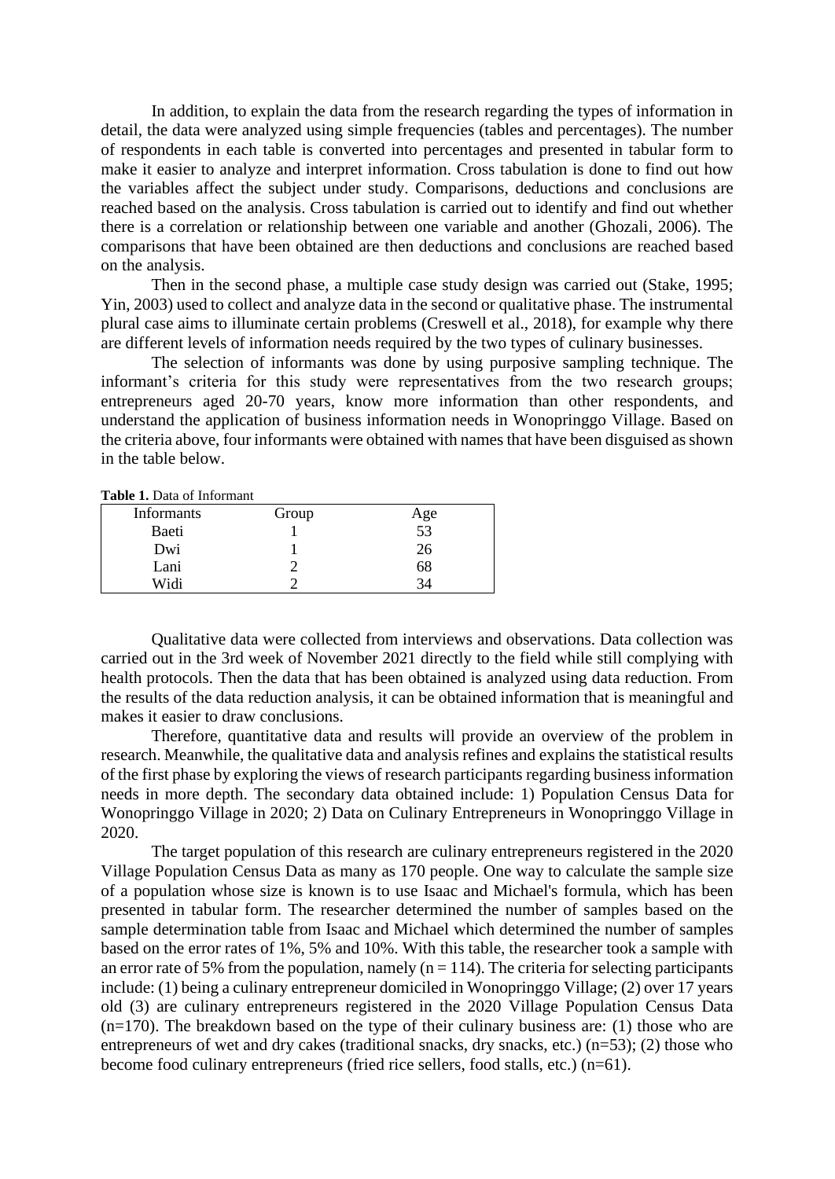In addition, to explain the data from the research regarding the types of information in detail, the data were analyzed using simple frequencies (tables and percentages). The number of respondents in each table is converted into percentages and presented in tabular form to make it easier to analyze and interpret information. Cross tabulation is done to find out how the variables affect the subject under study. Comparisons, deductions and conclusions are reached based on the analysis. Cross tabulation is carried out to identify and find out whether there is a correlation or relationship between one variable and another (Ghozali, 2006). The comparisons that have been obtained are then deductions and conclusions are reached based on the analysis.

Then in the second phase, a multiple case study design was carried out (Stake, 1995; Yin, 2003) used to collect and analyze data in the second or qualitative phase. The instrumental plural case aims to illuminate certain problems (Creswell et al., 2018), for example why there are different levels of information needs required by the two types of culinary businesses.

The selection of informants was done by using purposive sampling technique. The informant's criteria for this study were representatives from the two research groups; entrepreneurs aged 20-70 years, know more information than other respondents, and understand the application of business information needs in Wonopringgo Village. Based on the criteria above, four informants were obtained with names that have been disguised as shown in the table below.

**Table 1.** Data of Informant

| Informants | Group | Age |
|---|---|---|
| Baeti | 1 | 53 |
| Dwi | 1 | 26 |
| Lani | 2 | 68 |
| Widi | 2 | 34 |

Qualitative data were collected from interviews and observations. Data collection was carried out in the 3rd week of November 2021 directly to the field while still complying with health protocols. Then the data that has been obtained is analyzed using data reduction. From the results of the data reduction analysis, it can be obtained information that is meaningful and makes it easier to draw conclusions.

Therefore, quantitative data and results will provide an overview of the problem in research. Meanwhile, the qualitative data and analysis refines and explains the statistical results of the first phase by exploring the views of research participants regarding business information needs in more depth. The secondary data obtained include: 1) Population Census Data for Wonopringgo Village in 2020; 2) Data on Culinary Entrepreneurs in Wonopringgo Village in 2020.

The target population of this research are culinary entrepreneurs registered in the 2020 Village Population Census Data as many as 170 people. One way to calculate the sample size of a population whose size is known is to use Isaac and Michael's formula, which has been presented in tabular form. The researcher determined the number of samples based on the sample determination table from Isaac and Michael which determined the number of samples based on the error rates of 1%, 5% and 10%. With this table, the researcher took a sample with an error rate of 5% from the population, namely ($n = 114$). The criteria for selecting participants include: (1) being a culinary entrepreneur domiciled in Wonopringgo Village; (2) over 17 years old (3) are culinary entrepreneurs registered in the 2020 Village Population Census Data ($n=170$). The breakdown based on the type of their culinary business are: (1) those who are entrepreneurs of wet and dry cakes (traditional snacks, dry snacks, etc.) ($n=53$); (2) those who become food culinary entrepreneurs (fried rice sellers, food stalls, etc.) ($n=61$).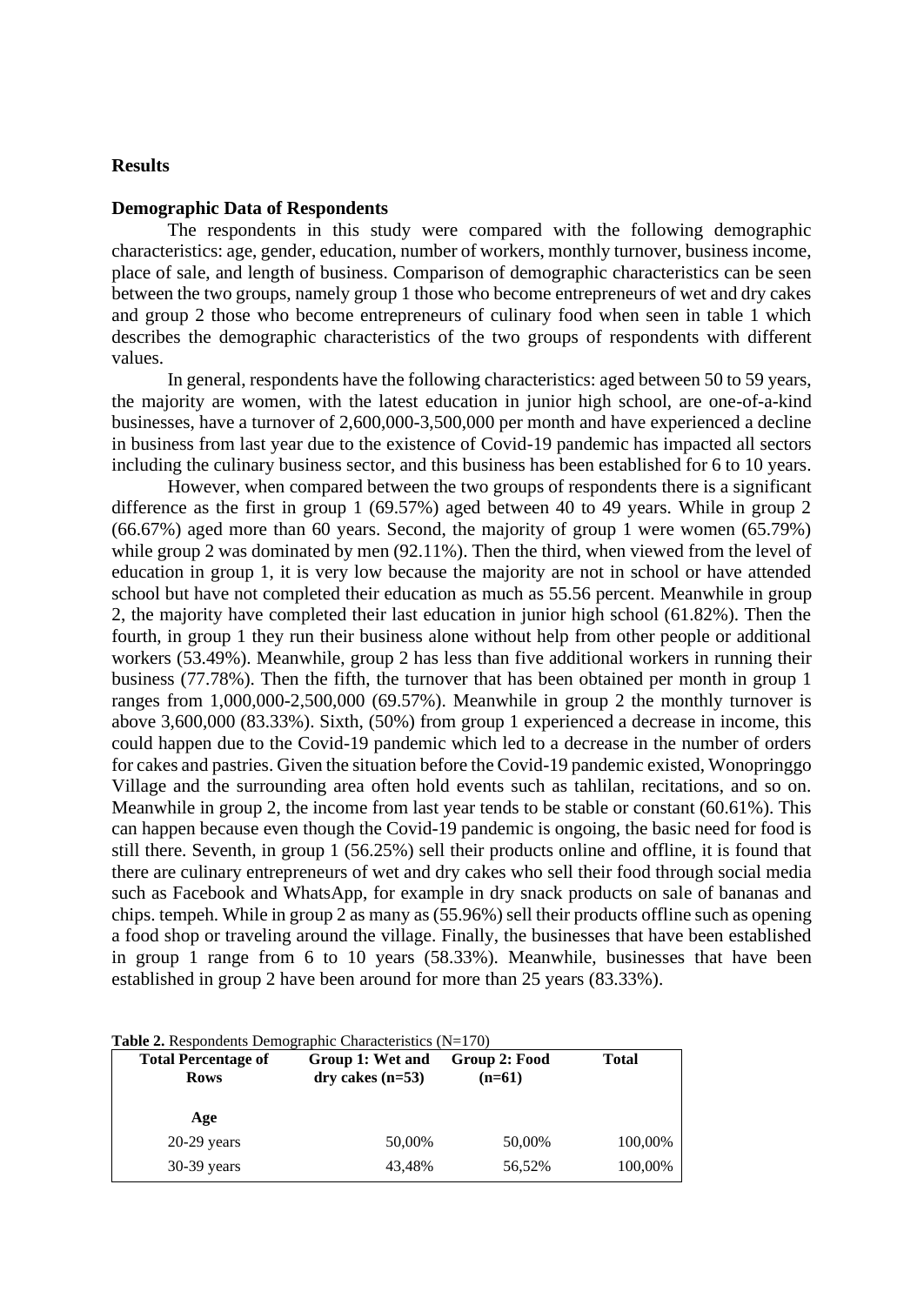## Results

### Demographic Data of Respondents

The respondents in this study were compared with the following demographic characteristics: age, gender, education, number of workers, monthly turnover, business income, place of sale, and length of business. Comparison of demographic characteristics can be seen between the two groups, namely group 1 those who become entrepreneurs of wet and dry cakes and group 2 those who become entrepreneurs of culinary food when seen in table 1 which describes the demographic characteristics of the two groups of respondents with different values.

In general, respondents have the following characteristics: aged between 50 to 59 years, the majority are women, with the latest education in junior high school, are one-of-a-kind businesses, have a turnover of 2,600,000-3,500,000 per month and have experienced a decline in business from last year due to the existence of Covid-19 pandemic has impacted all sectors including the culinary business sector, and this business has been established for 6 to 10 years.

However, when compared between the two groups of respondents there is a significant difference as the first in group 1 (69.57%) aged between 40 to 49 years. While in group 2 (66.67%) aged more than 60 years. Second, the majority of group 1 were women (65.79%) while group 2 was dominated by men (92.11%). Then the third, when viewed from the level of education in group 1, it is very low because the majority are not in school or have attended school but have not completed their education as much as 55.56 percent. Meanwhile in group 2, the majority have completed their last education in junior high school (61.82%). Then the fourth, in group 1 they run their business alone without help from other people or additional workers (53.49%). Meanwhile, group 2 has less than five additional workers in running their business (77.78%). Then the fifth, the turnover that has been obtained per month in group 1 ranges from 1,000,000-2,500,000 (69.57%). Meanwhile in group 2 the monthly turnover is above 3,600,000 (83.33%). Sixth, (50%) from group 1 experienced a decrease in income, this could happen due to the Covid-19 pandemic which led to a decrease in the number of orders for cakes and pastries. Given the situation before the Covid-19 pandemic existed, Wonopringgo Village and the surrounding area often hold events such as tahlilan, recitations, and so on. Meanwhile in group 2, the income from last year tends to be stable or constant (60.61%). This can happen because even though the Covid-19 pandemic is ongoing, the basic need for food is still there. Seventh, in group 1 (56.25%) sell their products online and offline, it is found that there are culinary entrepreneurs of wet and dry cakes who sell their food through social media such as Facebook and WhatsApp, for example in dry snack products on sale of bananas and chips. tempeh. While in group 2 as many as (55.96%) sell their products offline such as opening a food shop or traveling around the village. Finally, the businesses that have been established in group 1 range from 6 to 10 years (58.33%). Meanwhile, businesses that have been established in group 2 have been around for more than 25 years (83.33%).

**Table 2.** Respondents Demographic Characteristics (N=170)

| Total Percentage of Rows | Group 1: Wet and dry cakes (n=53) | Group 2: Food (n=61) | Total |
|---|---|---|---|
| **Age** | | | |
| 20-29 years | 50,00% | 50,00% | 100,00% |
| 30-39 years | 43,48% | 56,52% | 100,00% |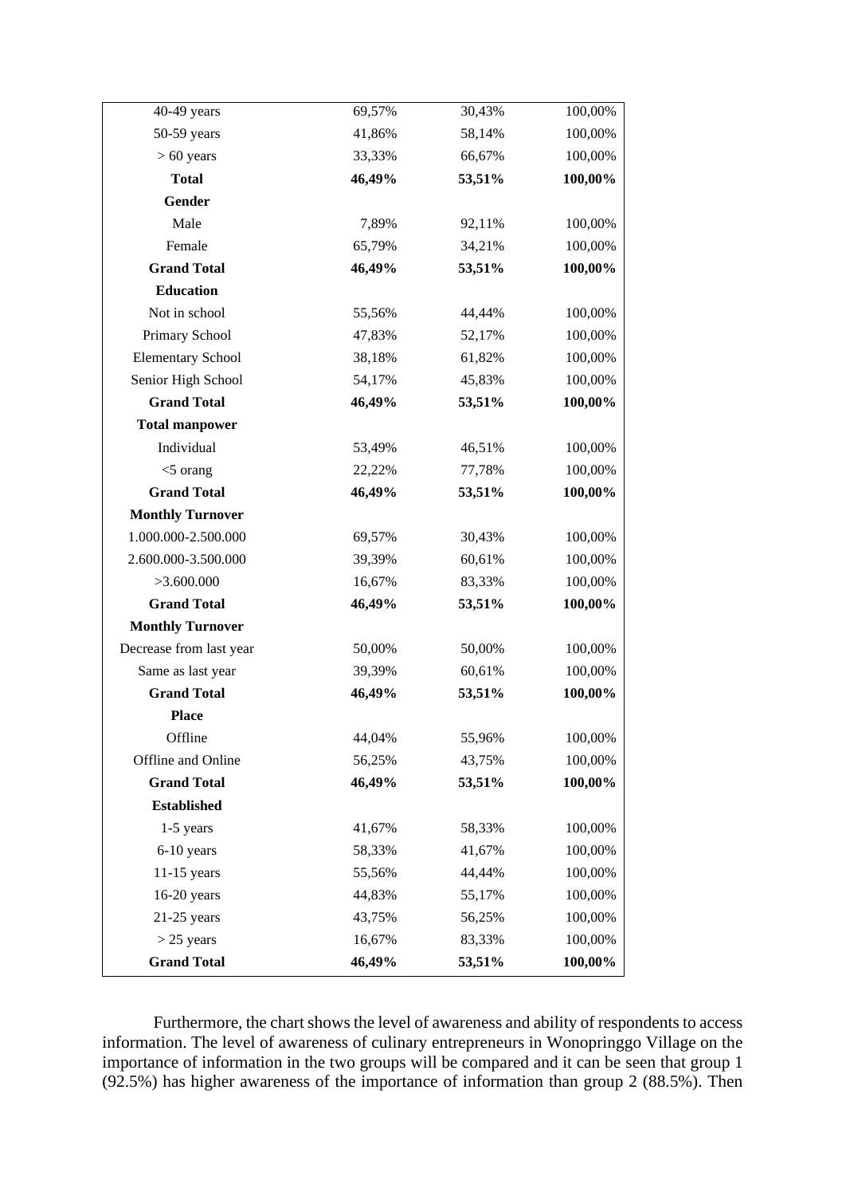| | | | |
|---|---|---|---|
| 40-49 years | 69,57% | 30,43% | 100,00% |
| 50-59 years | 41,86% | 58,14% | 100,00% |
| > 60 years | 33,33% | 66,67% | 100,00% |
| **Total** | **46,49%** | **53,51%** | **100,00%** |
| **Gender** | | | |
| Male | 7,89% | 92,11% | 100,00% |
| Female | 65,79% | 34,21% | 100,00% |
| **Grand Total** | **46,49%** | **53,51%** | **100,00%** |
| **Education** | | | |
| Not in school | 55,56% | 44,44% | 100,00% |
| Primary School | 47,83% | 52,17% | 100,00% |
| Elementary School | 38,18% | 61,82% | 100,00% |
| Senior High School | 54,17% | 45,83% | 100,00% |
| **Grand Total** | **46,49%** | **53,51%** | **100,00%** |
| **Total manpower** | | | |
| Individual | 53,49% | 46,51% | 100,00% |
| <5 orang | 22,22% | 77,78% | 100,00% |
| **Grand Total** | **46,49%** | **53,51%** | **100,00%** |
| **Monthly Turnover** | | | |
| 1.000.000-2.500.000 | 69,57% | 30,43% | 100,00% |
| 2.600.000-3.500.000 | 39,39% | 60,61% | 100,00% |
| >3.600.000 | 16,67% | 83,33% | 100,00% |
| **Grand Total** | **46,49%** | **53,51%** | **100,00%** |
| **Monthly Turnover** | | | |
| Decrease from last year | 50,00% | 50,00% | 100,00% |
| Same as last year | 39,39% | 60,61% | 100,00% |
| **Grand Total** | **46,49%** | **53,51%** | **100,00%** |
| **Place** | | | |
| Offline | 44,04% | 55,96% | 100,00% |
| Offline and Online | 56,25% | 43,75% | 100,00% |
| **Grand Total** | **46,49%** | **53,51%** | **100,00%** |
| **Established** | | | |
| 1-5 years | 41,67% | 58,33% | 100,00% |
| 6-10 years | 58,33% | 41,67% | 100,00% |
| 11-15 years | 55,56% | 44,44% | 100,00% |
| 16-20 years | 44,83% | 55,17% | 100,00% |
| 21-25 years | 43,75% | 56,25% | 100,00% |
| > 25 years | 16,67% | 83,33% | 100,00% |
| **Grand Total** | **46,49%** | **53,51%** | **100,00%** |

Furthermore, the chart shows the level of awareness and ability of respondents to access information. The level of awareness of culinary entrepreneurs in Wonopringgo Village on the importance of information in the two groups will be compared and it can be seen that group 1 (92.5%) has higher awareness of the importance of information than group 2 (88.5%). Then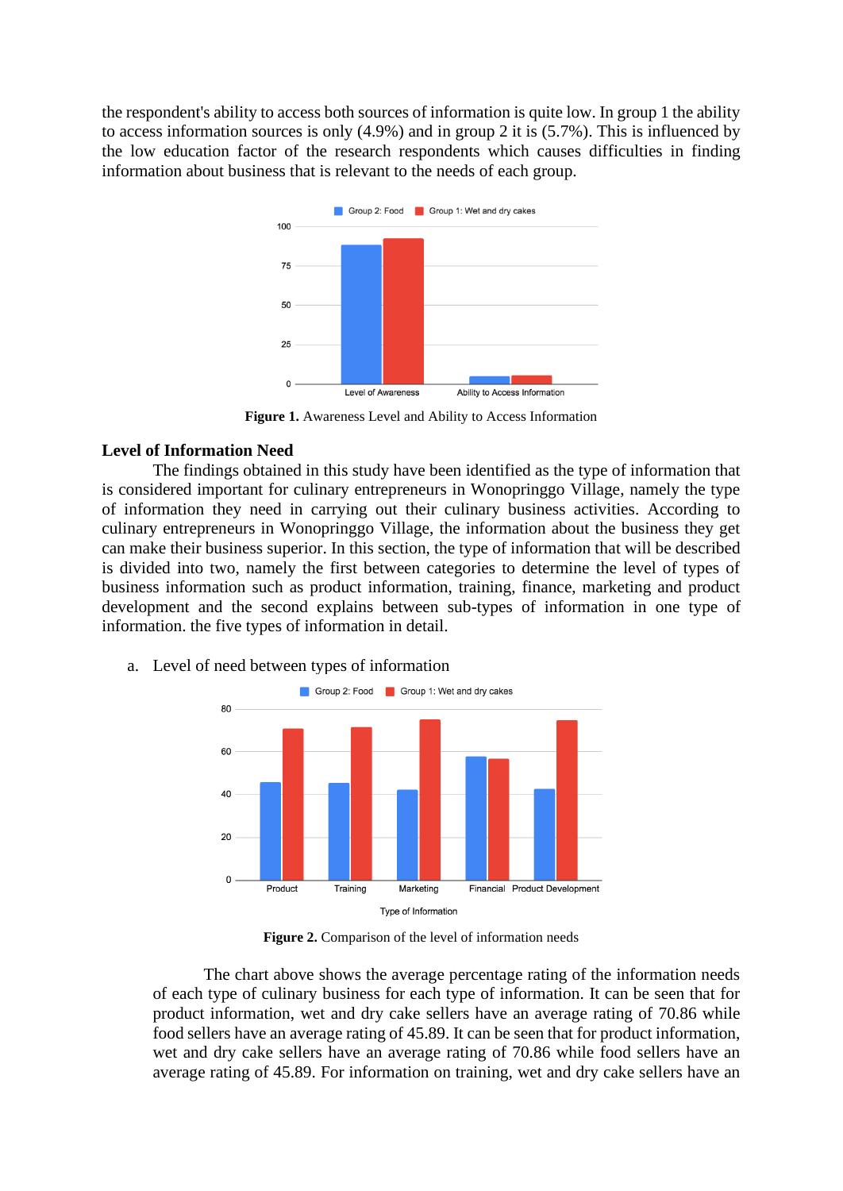the respondent's ability to access both sources of information is quite low. In group 1 the ability to access information sources is only (4.9%) and in group 2 it is (5.7%). This is influenced by the low education factor of the research respondents which causes difficulties in finding information about business that is relevant to the needs of each group.

**Figure 1.** Awareness Level and Ability to Access Information

### Level of Information Need

The findings obtained in this study have been identified as the type of information that is considered important for culinary entrepreneurs in Wonopringgo Village, namely the type of information they need in carrying out their culinary business activities. According to culinary entrepreneurs in Wonopringgo Village, the information about the business they get can make their business superior. In this section, the type of information that will be described is divided into two, namely the first between categories to determine the level of types of business information such as product information, training, finance, marketing and product development and the second explains between sub-types of information in one type of information. the five types of information in detail.

a. Level of need between types of information

**Figure 2.** Comparison of the level of information needs

The chart above shows the average percentage rating of the information needs of each type of culinary business for each type of information. It can be seen that for product information, wet and dry cake sellers have an average rating of 70.86 while food sellers have an average rating of 45.89. It can be seen that for product information, wet and dry cake sellers have an average rating of 70.86 while food sellers have an average rating of 45.89. For information on training, wet and dry cake sellers have an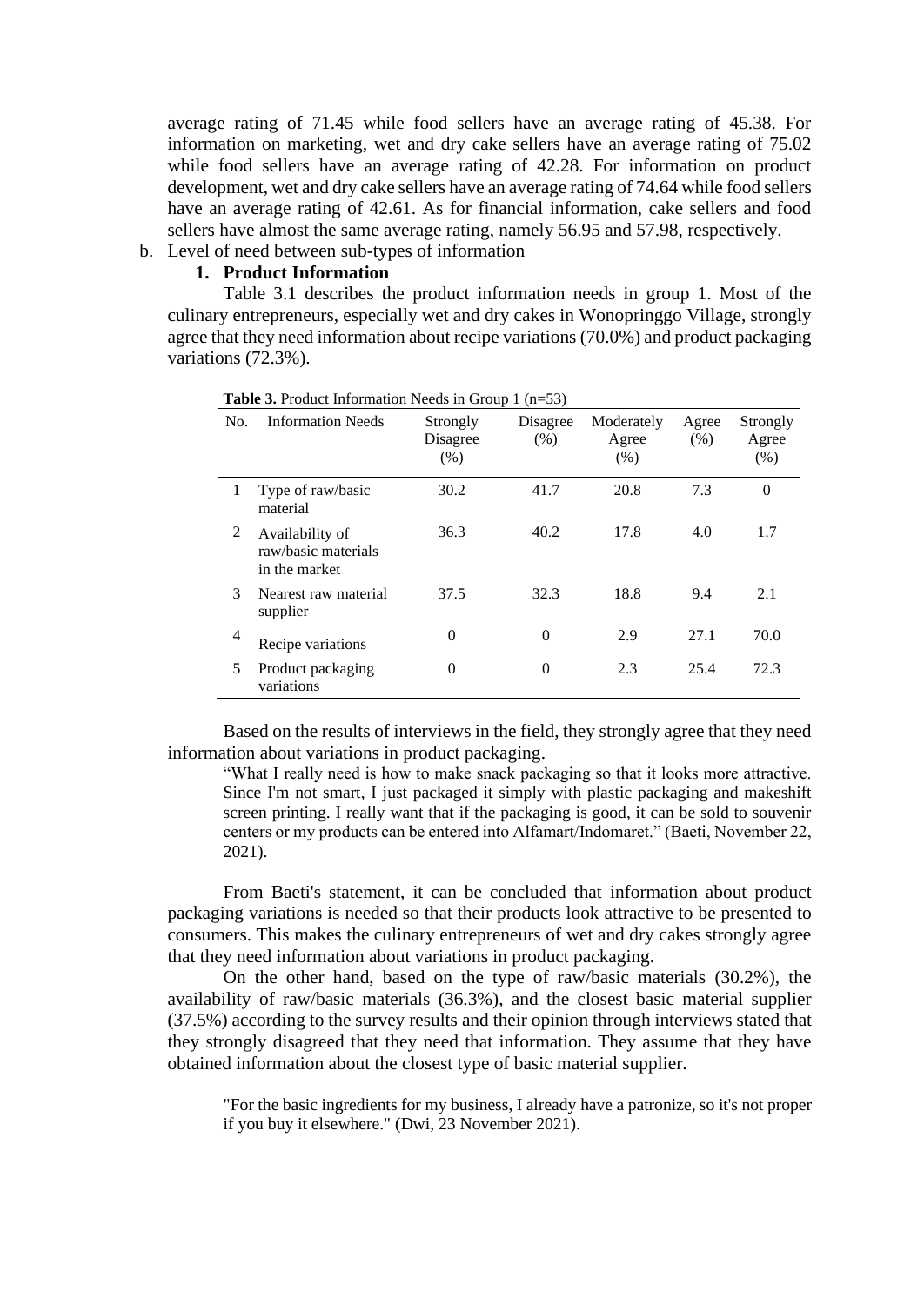average rating of 71.45 while food sellers have an average rating of 45.38. For information on marketing, wet and dry cake sellers have an average rating of 75.02 while food sellers have an average rating of 42.28. For information on product development, wet and dry cake sellers have an average rating of 74.64 while food sellers have an average rating of 42.61. As for financial information, cake sellers and food sellers have almost the same average rating, namely 56.95 and 57.98, respectively.

b. Level of need between sub-types of information

**1. Product Information**

Table 3.1 describes the product information needs in group 1. Most of the culinary entrepreneurs, especially wet and dry cakes in Wonopringgo Village, strongly agree that they need information about recipe variations (70.0%) and product packaging variations (72.3%).

**Table 3.** Product Information Needs in Group 1 (n=53)

| No. | Information Needs | Strongly Disagree (%) | Disagree (%) | Moderately Agree (%) | Agree (%) | Strongly Agree (%) |
|---|---|---|---|---|---|---|
| 1 | Type of raw/basic material | 30.2 | 41.7 | 20.8 | 7.3 | 0 |
| 2 | Availability of raw/basic materials in the market | 36.3 | 40.2 | 17.8 | 4.0 | 1.7 |
| 3 | Nearest raw material supplier | 37.5 | 32.3 | 18.8 | 9.4 | 2.1 |
| 4 | Recipe variations | 0 | 0 | 2.9 | 27.1 | 70.0 |
| 5 | Product packaging variations | 0 | 0 | 2.3 | 25.4 | 72.3 |

Based on the results of interviews in the field, they strongly agree that they need information about variations in product packaging.

> "What I really need is how to make snack packaging so that it looks more attractive. Since I'm not smart, I just packaged it simply with plastic packaging and makeshift screen printing. I really want that if the packaging is good, it can be sold to souvenir centers or my products can be entered into Alfamart/Indomaret." (Baeti, November 22, 2021).

From Baeti's statement, it can be concluded that information about product packaging variations is needed so that their products look attractive to be presented to consumers. This makes the culinary entrepreneurs of wet and dry cakes strongly agree that they need information about variations in product packaging.

On the other hand, based on the type of raw/basic materials (30.2%), the availability of raw/basic materials (36.3%), and the closest basic material supplier (37.5%) according to the survey results and their opinion through interviews stated that they strongly disagreed that they need that information. They assume that they have obtained information about the closest type of basic material supplier.

> "For the basic ingredients for my business, I already have a patronize, so it's not proper if you buy it elsewhere." (Dwi, 23 November 2021).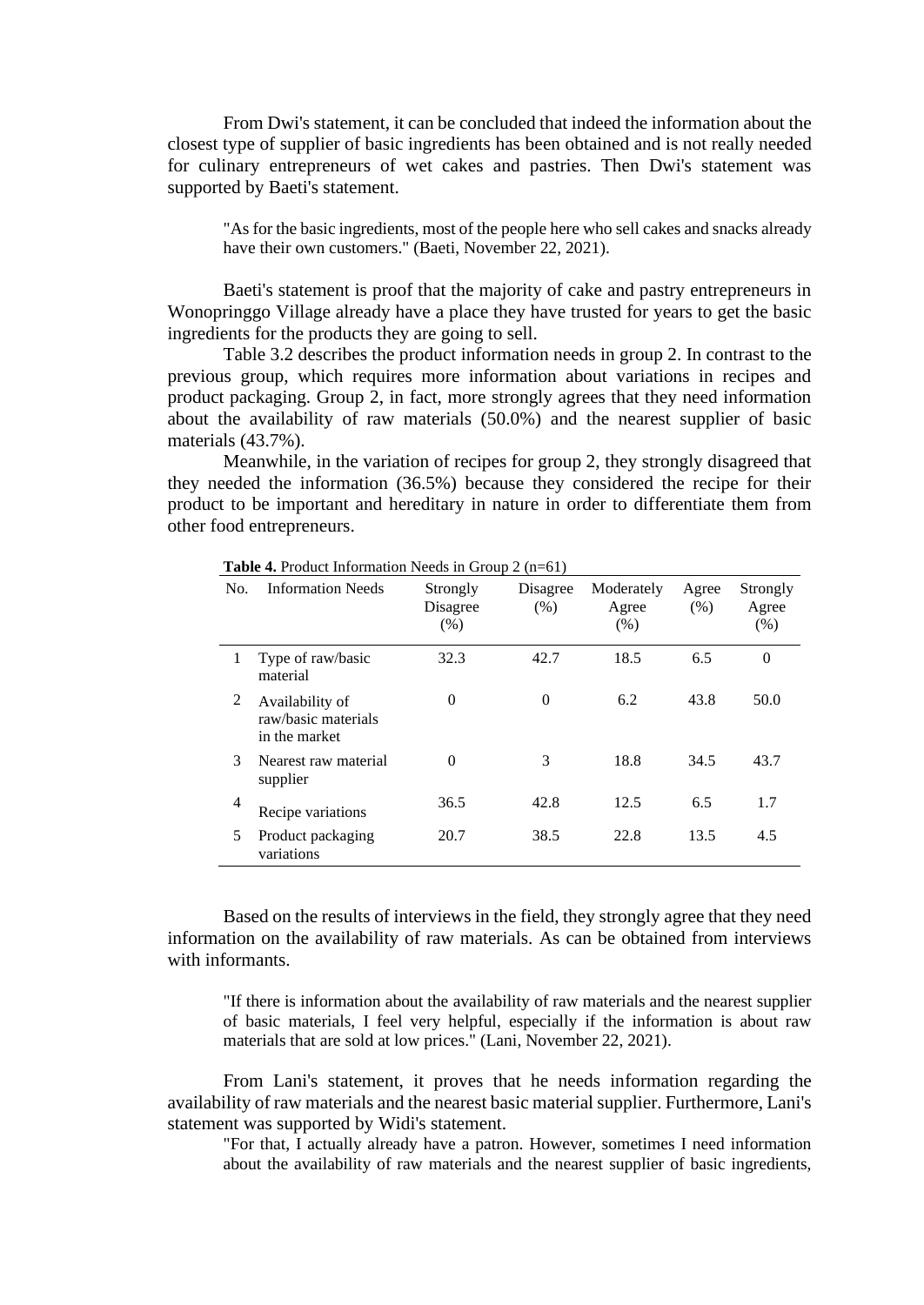From Dwi's statement, it can be concluded that indeed the information about the closest type of supplier of basic ingredients has been obtained and is not really needed for culinary entrepreneurs of wet cakes and pastries. Then Dwi's statement was supported by Baeti's statement.

> "As for the basic ingredients, most of the people here who sell cakes and snacks already have their own customers." (Baeti, November 22, 2021).

Baeti's statement is proof that the majority of cake and pastry entrepreneurs in Wonopringgo Village already have a place they have trusted for years to get the basic ingredients for the products they are going to sell.

Table 3.2 describes the product information needs in group 2. In contrast to the previous group, which requires more information about variations in recipes and product packaging. Group 2, in fact, more strongly agrees that they need information about the availability of raw materials (50.0%) and the nearest supplier of basic materials (43.7%).

Meanwhile, in the variation of recipes for group 2, they strongly disagreed that they needed the information (36.5%) because they considered the recipe for their product to be important and hereditary in nature in order to differentiate them from other food entrepreneurs.

**Table 4.** Product Information Needs in Group 2 (n=61)

| No. | Information Needs | Strongly Disagree (%) | Disagree (%) | Moderately Agree (%) | Agree (%) | Strongly Agree (%) |
|---|---|---|---|---|---|---|
| 1 | Type of raw/basic material | 32.3 | 42.7 | 18.5 | 6.5 | 0 |
| 2 | Availability of raw/basic materials in the market | 0 | 0 | 6.2 | 43.8 | 50.0 |
| 3 | Nearest raw material supplier | 0 | 3 | 18.8 | 34.5 | 43.7 |
| 4 | Recipe variations | 36.5 | 42.8 | 12.5 | 6.5 | 1.7 |
| 5 | Product packaging variations | 20.7 | 38.5 | 22.8 | 13.5 | 4.5 |

Based on the results of interviews in the field, they strongly agree that they need information on the availability of raw materials. As can be obtained from interviews with informants.

> "If there is information about the availability of raw materials and the nearest supplier of basic materials, I feel very helpful, especially if the information is about raw materials that are sold at low prices." (Lani, November 22, 2021).

From Lani's statement, it proves that he needs information regarding the availability of raw materials and the nearest basic material supplier. Furthermore, Lani's statement was supported by Widi's statement.

> "For that, I actually already have a patron. However, sometimes I need information about the availability of raw materials and the nearest supplier of basic ingredients,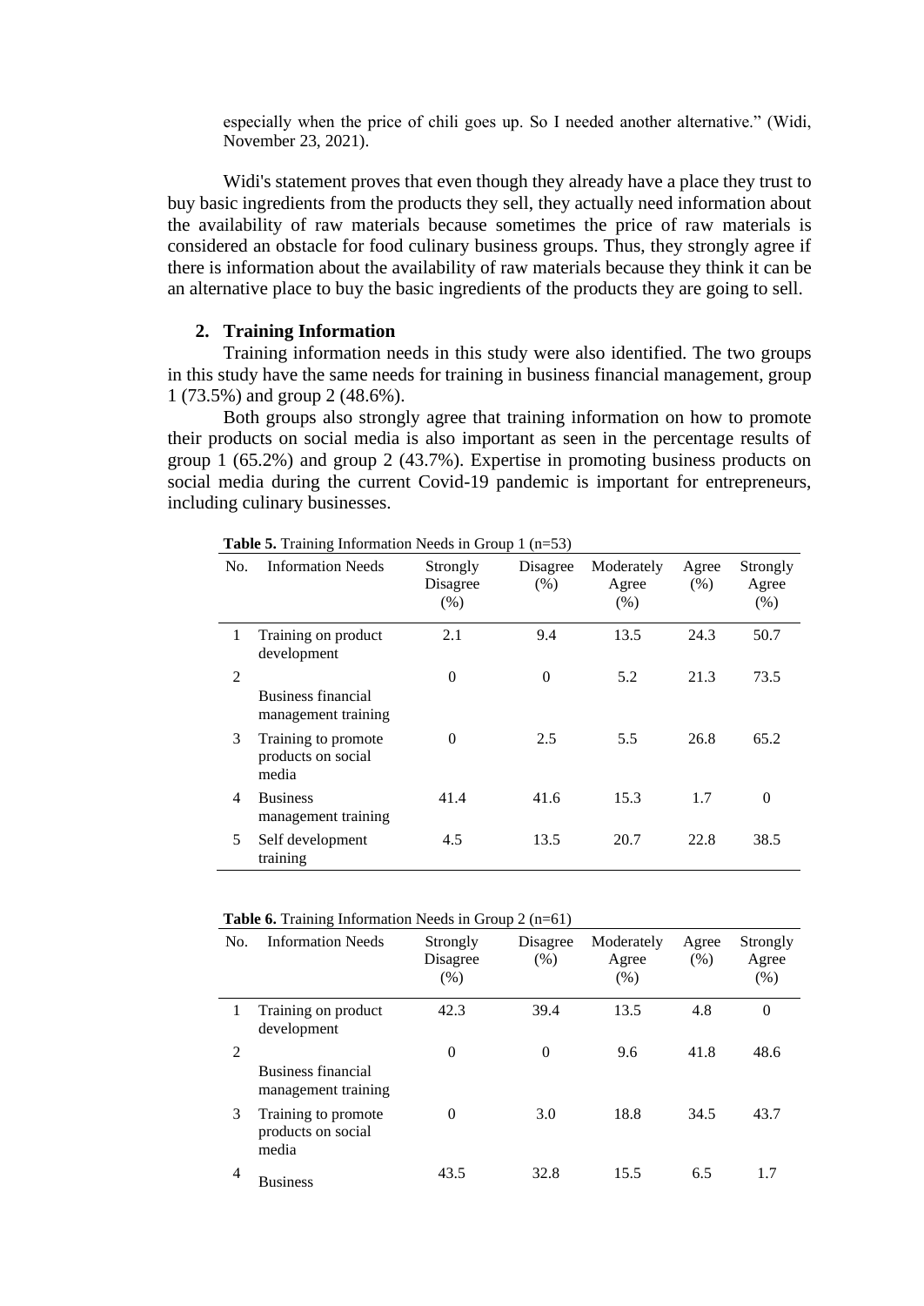especially when the price of chili goes up. So I needed another alternative." (Widi, November 23, 2021).

Widi's statement proves that even though they already have a place they trust to buy basic ingredients from the products they sell, they actually need information about the availability of raw materials because sometimes the price of raw materials is considered an obstacle for food culinary business groups. Thus, they strongly agree if there is information about the availability of raw materials because they think it can be an alternative place to buy the basic ingredients of the products they are going to sell.

## 2. Training Information

Training information needs in this study were also identified. The two groups in this study have the same needs for training in business financial management, group 1 (73.5%) and group 2 (48.6%).

Both groups also strongly agree that training information on how to promote their products on social media is also important as seen in the percentage results of group 1 (65.2%) and group 2 (43.7%). Expertise in promoting business products on social media during the current Covid-19 pandemic is important for entrepreneurs, including culinary businesses.

**Table 5.** Training Information Needs in Group 1 (n=53)

| No. | Information Needs | Strongly Disagree (%) | Disagree (%) | Moderately Agree (%) | Agree (%) | Strongly Agree (%) |
|---|---|---|---|---|---|---|
| 1 | Training on product development | 2.1 | 9.4 | 13.5 | 24.3 | 50.7 |
| 2 | Business financial management training | 0 | 0 | 5.2 | 21.3 | 73.5 |
| 3 | Training to promote products on social media | 0 | 2.5 | 5.5 | 26.8 | 65.2 |
| 4 | Business management training | 41.4 | 41.6 | 15.3 | 1.7 | 0 |
| 5 | Self development training | 4.5 | 13.5 | 20.7 | 22.8 | 38.5 |

**Table 6.** Training Information Needs in Group 2 (n=61)

| No. | Information Needs | Strongly Disagree (%) | Disagree (%) | Moderately Agree (%) | Agree (%) | Strongly Agree (%) |
|---|---|---|---|---|---|---|
| 1 | Training on product development | 42.3 | 39.4 | 13.5 | 4.8 | 0 |
| 2 | Business financial management training | 0 | 0 | 9.6 | 41.8 | 48.6 |
| 3 | Training to promote products on social media | 0 | 3.0 | 18.8 | 34.5 | 43.7 |
| 4 | Business | 43.5 | 32.8 | 15.5 | 6.5 | 1.7 |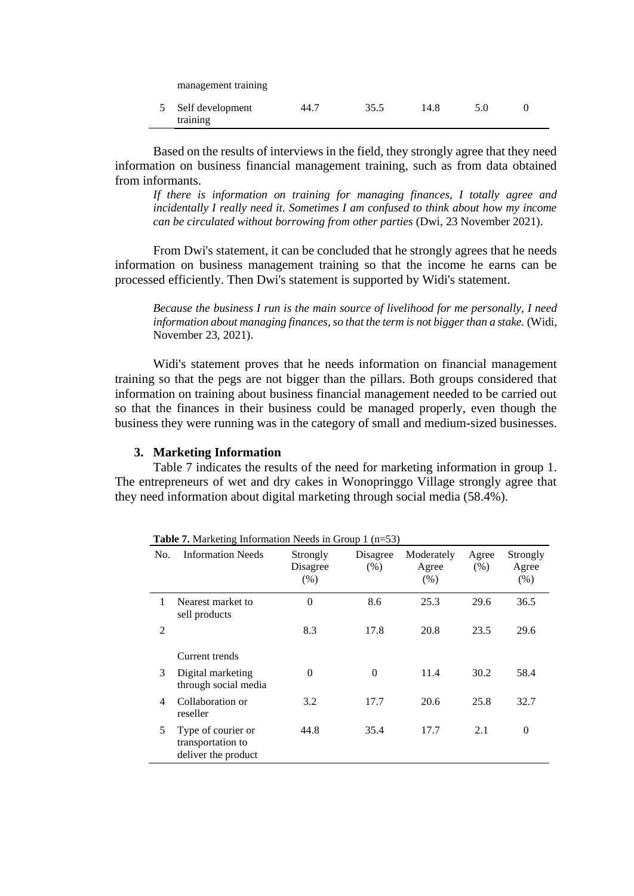| | management training | | | | | |
|---|---|---|---|---|---|---|
| 5 | Self development training | 44.7 | 35.5 | 14.8 | 5.0 | 0 |

Based on the results of interviews in the field, they strongly agree that they need information on business financial management training, such as from data obtained from informants.

> *If there is information on training for managing finances, I totally agree and incidentally I really need it. Sometimes I am confused to think about how my income can be circulated without borrowing from other parties* (Dwi, 23 November 2021).

From Dwi's statement, it can be concluded that he strongly agrees that he needs information on business management training so that the income he earns can be processed efficiently. Then Dwi's statement is supported by Widi's statement.

> *Because the business I run is the main source of livelihood for me personally, I need information about managing finances, so that the term is not bigger than a stake.* (Widi, November 23, 2021).

Widi's statement proves that he needs information on financial management training so that the pegs are not bigger than the pillars. Both groups considered that information on training about business financial management needed to be carried out so that the finances in their business could be managed properly, even though the business they were running was in the category of small and medium-sized businesses.

### 3. Marketing Information

Table 7 indicates the results of the need for marketing information in group 1. The entrepreneurs of wet and dry cakes in Wonopringgo Village strongly agree that they need information about digital marketing through social media (58.4%).

**Table 7.** Marketing Information Needs in Group 1 (n=53)

| No. | Information Needs | Strongly Disagree (%) | Disagree (%) | Moderately Agree (%) | Agree (%) | Strongly Agree (%) |
|---|---|---|---|---|---|---|
| 1 | Nearest market to sell products | 0 | 8.6 | 25.3 | 29.6 | 36.5 |
| 2 | Current trends | 8.3 | 17.8 | 20.8 | 23.5 | 29.6 |
| 3 | Digital marketing through social media | 0 | 0 | 11.4 | 30.2 | 58.4 |
| 4 | Collaboration or reseller | 3.2 | 17.7 | 20.6 | 25.8 | 32.7 |
| 5 | Type of courier or transportation to deliver the product | 44.8 | 35.4 | 17.7 | 2.1 | 0 |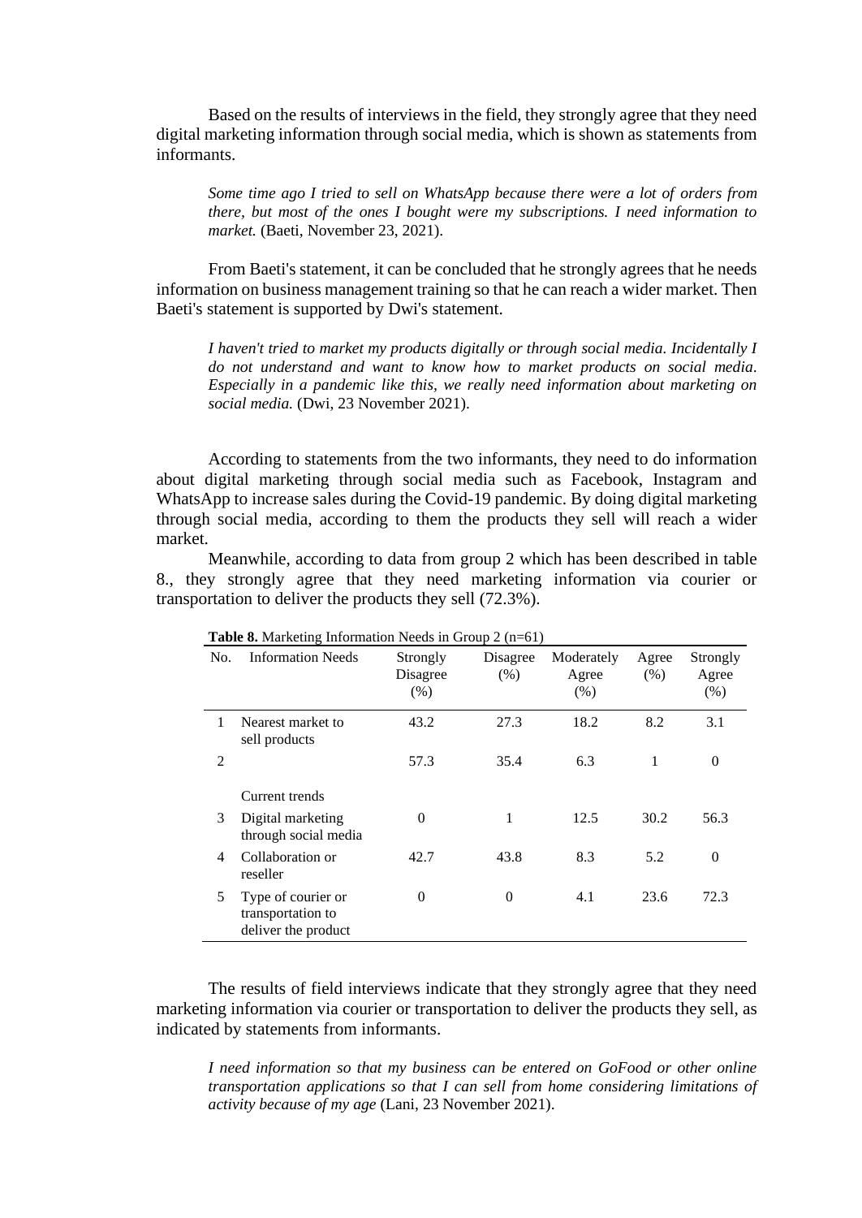Based on the results of interviews in the field, they strongly agree that they need digital marketing information through social media, which is shown as statements from informants.

> *Some time ago I tried to sell on WhatsApp because there were a lot of orders from there, but most of the ones I bought were my subscriptions. I need information to market.* (Baeti, November 23, 2021).

From Baeti's statement, it can be concluded that he strongly agrees that he needs information on business management training so that he can reach a wider market. Then Baeti's statement is supported by Dwi's statement.

> *I haven't tried to market my products digitally or through social media. Incidentally I do not understand and want to know how to market products on social media. Especially in a pandemic like this, we really need information about marketing on social media.* (Dwi, 23 November 2021).

According to statements from the two informants, they need to do information about digital marketing through social media such as Facebook, Instagram and WhatsApp to increase sales during the Covid-19 pandemic. By doing digital marketing through social media, according to them the products they sell will reach a wider market.

Meanwhile, according to data from group 2 which has been described in table 8., they strongly agree that they need marketing information via courier or transportation to deliver the products they sell (72.3%).

**Table 8.** Marketing Information Needs in Group 2 (n=61)

| No. | Information Needs | Strongly Disagree (%) | Disagree (%) | Moderately Agree (%) | Agree (%) | Strongly Agree (%) |
|---|---|---|---|---|---|---|
| 1 | Nearest market to sell products | 43.2 | 27.3 | 18.2 | 8.2 | 3.1 |
| 2 | Current trends | 57.3 | 35.4 | 6.3 | 1 | 0 |
| 3 | Digital marketing through social media | 0 | 1 | 12.5 | 30.2 | 56.3 |
| 4 | Collaboration or reseller | 42.7 | 43.8 | 8.3 | 5.2 | 0 |
| 5 | Type of courier or transportation to deliver the product | 0 | 0 | 4.1 | 23.6 | 72.3 |

The results of field interviews indicate that they strongly agree that they need marketing information via courier or transportation to deliver the products they sell, as indicated by statements from informants.

> *I need information so that my business can be entered on GoFood or other online transportation applications so that I can sell from home considering limitations of activity because of my age* (Lani, 23 November 2021).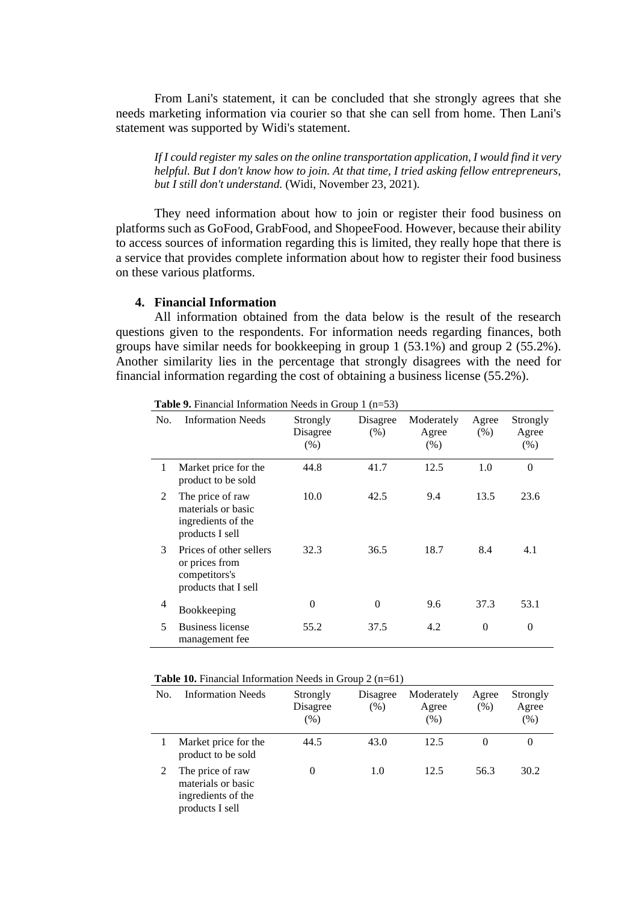From Lani's statement, it can be concluded that she strongly agrees that she needs marketing information via courier so that she can sell from home. Then Lani's statement was supported by Widi's statement.

> *If I could register my sales on the online transportation application, I would find it very helpful. But I don't know how to join. At that time, I tried asking fellow entrepreneurs, but I still don't understand.* (Widi, November 23, 2021).

They need information about how to join or register their food business on platforms such as GoFood, GrabFood, and ShopeeFood. However, because their ability to access sources of information regarding this is limited, they really hope that there is a service that provides complete information about how to register their food business on these various platforms.

### 4. Financial Information

All information obtained from the data below is the result of the research questions given to the respondents. For information needs regarding finances, both groups have similar needs for bookkeeping in group 1 (53.1%) and group 2 (55.2%). Another similarity lies in the percentage that strongly disagrees with the need for financial information regarding the cost of obtaining a business license (55.2%).

**Table 9.** Financial Information Needs in Group 1 (n=53)

| No. | Information Needs | Strongly Disagree (%) | Disagree (%) | Moderately Agree (%) | Agree (%) | Strongly Agree (%) |
|---|---|---|---|---|---|---|
| 1 | Market price for the product to be sold | 44.8 | 41.7 | 12.5 | 1.0 | 0 |
| 2 | The price of raw materials or basic ingredients of the products I sell | 10.0 | 42.5 | 9.4 | 13.5 | 23.6 |
| 3 | Prices of other sellers or prices from competitors's products that I sell | 32.3 | 36.5 | 18.7 | 8.4 | 4.1 |
| 4 | Bookkeeping | 0 | 0 | 9.6 | 37.3 | 53.1 |
| 5 | Business license management fee | 55.2 | 37.5 | 4.2 | 0 | 0 |

**Table 10.** Financial Information Needs in Group 2 (n=61)

| No. | Information Needs | Strongly Disagree (%) | Disagree (%) | Moderately Agree (%) | Agree (%) | Strongly Agree (%) |
|---|---|---|---|---|---|---|
| 1 | Market price for the product to be sold | 44.5 | 43.0 | 12.5 | 0 | 0 |
| 2 | The price of raw materials or basic ingredients of the products I sell | 0 | 1.0 | 12.5 | 56.3 | 30.2 |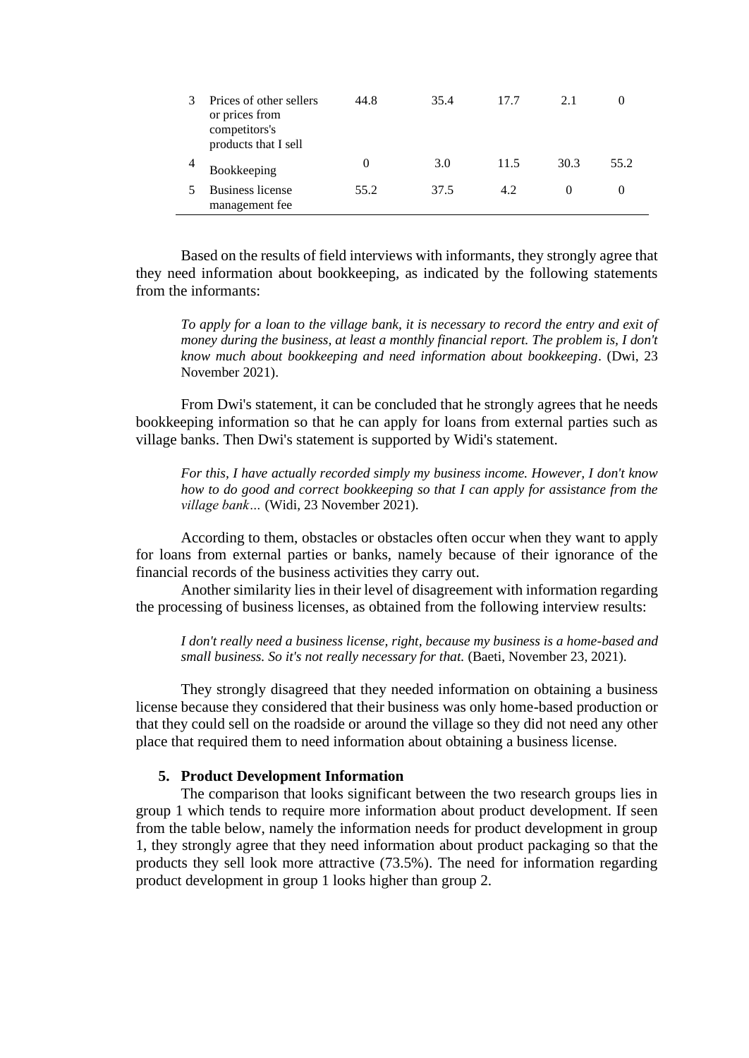| | | | | | | |
|---|---|---|---|---|---|---|
| 3 | Prices of other sellers or prices from competitors's products that I sell | 44.8 | 35.4 | 17.7 | 2.1 | 0 |
| 4 | Bookkeeping | 0 | 3.0 | 11.5 | 30.3 | 55.2 |
| 5 | Business license management fee | 55.2 | 37.5 | 4.2 | 0 | 0 |

Based on the results of field interviews with informants, they strongly agree that they need information about bookkeeping, as indicated by the following statements from the informants:

> *To apply for a loan to the village bank, it is necessary to record the entry and exit of money during the business, at least a monthly financial report. The problem is, I don't know much about bookkeeping and need information about bookkeeping*. (Dwi, 23 November 2021).

From Dwi's statement, it can be concluded that he strongly agrees that he needs bookkeeping information so that he can apply for loans from external parties such as village banks. Then Dwi's statement is supported by Widi's statement.

> *For this, I have actually recorded simply my business income. However, I don't know how to do good and correct bookkeeping so that I can apply for assistance from the village bank…* (Widi, 23 November 2021).

According to them, obstacles or obstacles often occur when they want to apply for loans from external parties or banks, namely because of their ignorance of the financial records of the business activities they carry out.

Another similarity lies in their level of disagreement with information regarding the processing of business licenses, as obtained from the following interview results:

> *I don't really need a business license, right, because my business is a home-based and small business. So it's not really necessary for that.* (Baeti, November 23, 2021).

They strongly disagreed that they needed information on obtaining a business license because they considered that their business was only home-based production or that they could sell on the roadside or around the village so they did not need any other place that required them to need information about obtaining a business license.

**5. Product Development Information**

The comparison that looks significant between the two research groups lies in group 1 which tends to require more information about product development. If seen from the table below, namely the information needs for product development in group 1, they strongly agree that they need information about product packaging so that the products they sell look more attractive (73.5%). The need for information regarding product development in group 1 looks higher than group 2.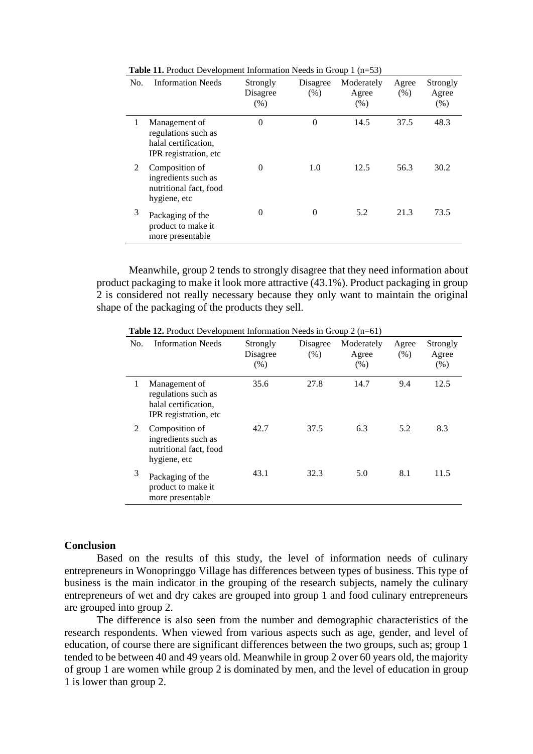**Table 11.** Product Development Information Needs in Group 1 (n=53)

| No. | Information Needs | Strongly Disagree (%) | Disagree (%) | Moderately Agree (%) | Agree (%) | Strongly Agree (%) |
|---|---|---|---|---|---|---|
| 1 | Management of regulations such as halal certification, IPR registration, etc | 0 | 0 | 14.5 | 37.5 | 48.3 |
| 2 | Composition of ingredients such as nutritional fact, food hygiene, etc | 0 | 1.0 | 12.5 | 56.3 | 30.2 |
| 3 | Packaging of the product to make it more presentable | 0 | 0 | 5.2 | 21.3 | 73.5 |

Meanwhile, group 2 tends to strongly disagree that they need information about product packaging to make it look more attractive (43.1%). Product packaging in group 2 is considered not really necessary because they only want to maintain the original shape of the packaging of the products they sell.

**Table 12.** Product Development Information Needs in Group 2 (n=61)

| No. | Information Needs | Strongly Disagree (%) | Disagree (%) | Moderately Agree (%) | Agree (%) | Strongly Agree (%) |
|---|---|---|---|---|---|---|
| 1 | Management of regulations such as halal certification, IPR registration, etc | 35.6 | 27.8 | 14.7 | 9.4 | 12.5 |
| 2 | Composition of ingredients such as nutritional fact, food hygiene, etc | 42.7 | 37.5 | 6.3 | 5.2 | 8.3 |
| 3 | Packaging of the product to make it more presentable | 43.1 | 32.3 | 5.0 | 8.1 | 11.5 |

## Conclusion

Based on the results of this study, the level of information needs of culinary entrepreneurs in Wonopringgo Village has differences between types of business. This type of business is the main indicator in the grouping of the research subjects, namely the culinary entrepreneurs of wet and dry cakes are grouped into group 1 and food culinary entrepreneurs are grouped into group 2.

The difference is also seen from the number and demographic characteristics of the research respondents. When viewed from various aspects such as age, gender, and level of education, of course there are significant differences between the two groups, such as; group 1 tended to be between 40 and 49 years old. Meanwhile in group 2 over 60 years old, the majority of group 1 are women while group 2 is dominated by men, and the level of education in group 1 is lower than group 2.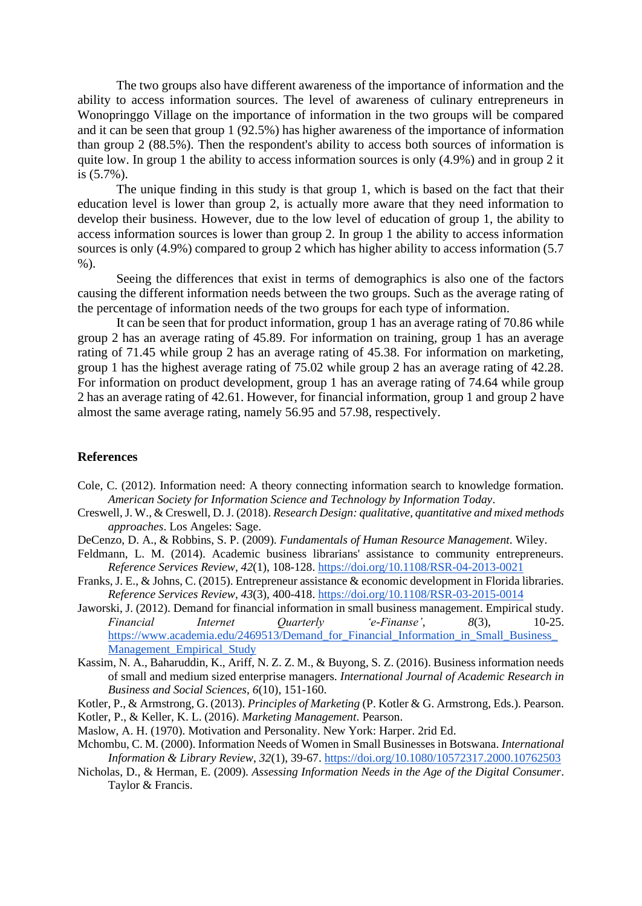The two groups also have different awareness of the importance of information and the ability to access information sources. The level of awareness of culinary entrepreneurs in Wonopringgo Village on the importance of information in the two groups will be compared and it can be seen that group 1 (92.5%) has higher awareness of the importance of information than group 2 (88.5%). Then the respondent's ability to access both sources of information is quite low. In group 1 the ability to access information sources is only (4.9%) and in group 2 it is (5.7%).

The unique finding in this study is that group 1, which is based on the fact that their education level is lower than group 2, is actually more aware that they need information to develop their business. However, due to the low level of education of group 1, the ability to access information sources is lower than group 2. In group 1 the ability to access information sources is only (4.9%) compared to group 2 which has higher ability to access information (5.7 %).

Seeing the differences that exist in terms of demographics is also one of the factors causing the different information needs between the two groups. Such as the average rating of the percentage of information needs of the two groups for each type of information.

It can be seen that for product information, group 1 has an average rating of 70.86 while group 2 has an average rating of 45.89. For information on training, group 1 has an average rating of 71.45 while group 2 has an average rating of 45.38. For information on marketing, group 1 has the highest average rating of 75.02 while group 2 has an average rating of 42.28. For information on product development, group 1 has an average rating of 74.64 while group 2 has an average rating of 42.61. However, for financial information, group 1 and group 2 have almost the same average rating, namely 56.95 and 57.98, respectively.

## References

Cole, C. (2012). Information need: A theory connecting information search to knowledge formation. *American Society for Information Science and Technology by Information Today*.

Creswell, J. W., & Creswell, D. J. (2018). *Research Design: qualitative, quantitative and mixed methods approaches*. Los Angeles: Sage.

DeCenzo, D. A., & Robbins, S. P. (2009). *Fundamentals of Human Resource Management*. Wiley.

Feldmann, L. M. (2014). Academic business librarians' assistance to community entrepreneurs. *Reference Services Review*, *42*(1), 108-128. https://doi.org/10.1108/RSR-04-2013-0021

Franks, J. E., & Johns, C. (2015). Entrepreneur assistance & economic development in Florida libraries. *Reference Services Review*, *43*(3), 400-418. https://doi.org/10.1108/RSR-03-2015-0014

Jaworski, J. (2012). Demand for financial information in small business management. Empirical study. *Financial Internet Quarterly 'e-Finanse'*, *8*(3), 10-25. https://www.academia.edu/2469513/Demand_for_Financial_Information_in_Small_Business_Management_Empirical_Study

Kassim, N. A., Baharuddin, K., Ariff, N. Z. Z. M., & Buyong, S. Z. (2016). Business information needs of small and medium sized enterprise managers. *International Journal of Academic Research in Business and Social Sciences*, *6*(10), 151-160.

Kotler, P., & Armstrong, G. (2013). *Principles of Marketing* (P. Kotler & G. Armstrong, Eds.). Pearson.

Kotler, P., & Keller, K. L. (2016). *Marketing Management*. Pearson.

Maslow, A. H. (1970). Motivation and Personality. New York: Harper. 2rid Ed.

Mchombu, C. M. (2000). Information Needs of Women in Small Businesses in Botswana. *International Information & Library Review*, *32*(1), 39-67. https://doi.org/10.1080/10572317.2000.10762503

Nicholas, D., & Herman, E. (2009). *Assessing Information Needs in the Age of the Digital Consumer*. Taylor & Francis.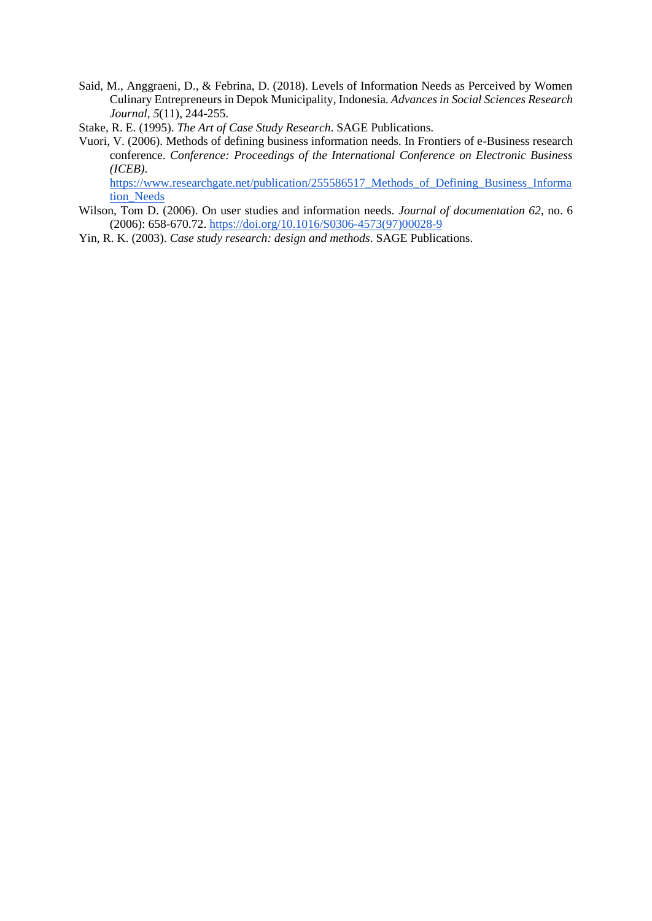Said, M., Anggraeni, D., & Febrina, D. (2018). Levels of Information Needs as Perceived by Women Culinary Entrepreneurs in Depok Municipality, Indonesia. *Advances in Social Sciences Research Journal*, *5*(11), 244-255.

Stake, R. E. (1995). *The Art of Case Study Research*. SAGE Publications.

Vuori, V. (2006). Methods of defining business information needs. In Frontiers of e-Business research conference. *Conference: Proceedings of the International Conference on Electronic Business (ICEB)*. https://www.researchgate.net/publication/255586517_Methods_of_Defining_Business_Information_Needs

Wilson, Tom D. (2006). On user studies and information needs. *Journal of documentation 62*, no. 6 (2006): 658-670.72. https://doi.org/10.1016/S0306-4573(97)00028-9

Yin, R. K. (2003). *Case study research: design and methods*. SAGE Publications.